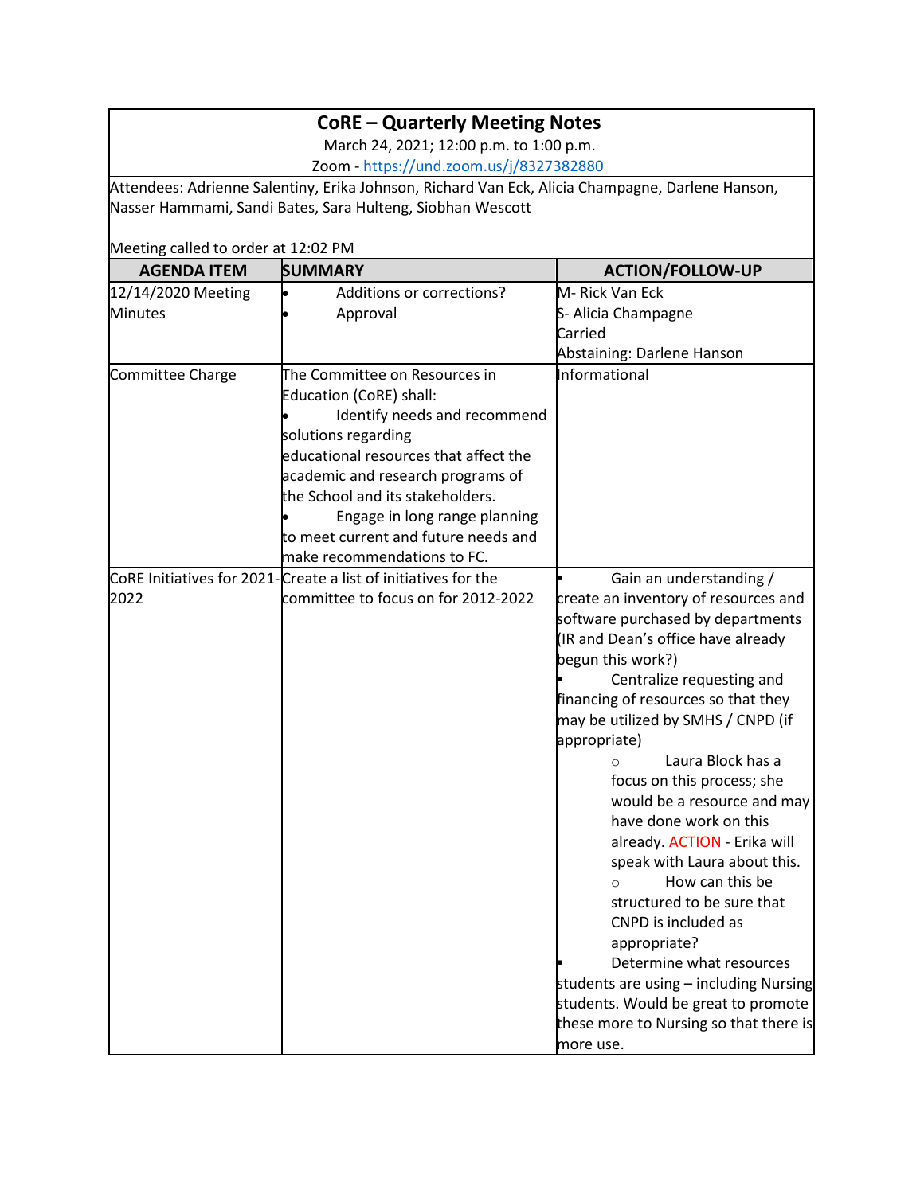# CoRE – Quarterly Meeting Notes

March 24, 2021; 12:00 p.m. to 1:00 p.m.

Zoom - https://und.zoom.us/j/8327382880

Attendees: Adrienne Salentiny, Erika Johnson, Richard Van Eck, Alicia Champagne, Darlene Hanson, Nasser Hammami, Sandi Bates, Sara Hulteng, Siobhan Wescott

Meeting called to order at 12:02 PM

| AGENDA ITEM | SUMMARY | ACTION/FOLLOW-UP |
|---|---|---|
| 12/14/2020 Meeting Minutes | • Additions or corrections?<br>• Approval | M- Rick Van Eck<br>S- Alicia Champagne<br>Carried<br>Abstaining: Darlene Hanson |
| Committee Charge | The Committee on Resources in Education (CoRE) shall:<br>• Identify needs and recommend solutions regarding educational resources that affect the academic and research programs of the School and its stakeholders.<br>• Engage in long range planning to meet current and future needs and make recommendations to FC. | Informational |
| CoRE Initiatives for 2021-2022 | Create a list of initiatives for the committee to focus on for 2012-2022 | ▪ Gain an understanding / create an inventory of resources and software purchased by departments (IR and Dean's office have already begun this work?)<br>▪ Centralize requesting and financing of resources so that they may be utilized by SMHS / CNPD (if appropriate)<br>○ Laura Block has a focus on this process; she would be a resource and may have done work on this already. ACTION - Erika will speak with Laura about this.<br>○ How can this be structured to be sure that CNPD is included as appropriate?<br>▪ Determine what resources students are using – including Nursing students. Would be great to promote these more to Nursing so that there is more use. |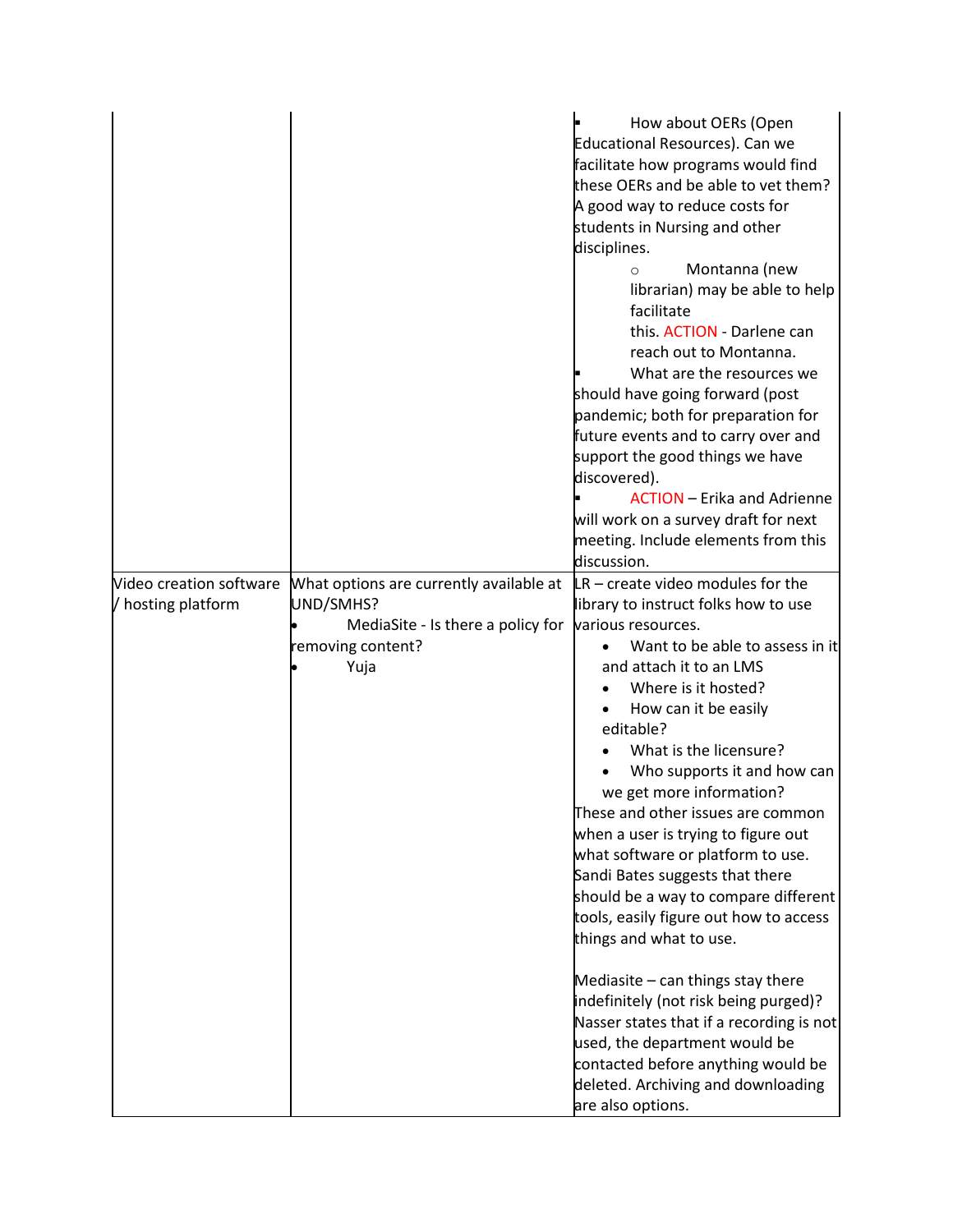| | | |
|---|---|---|
| | | ▪ How about OERs (Open Educational Resources). Can we facilitate how programs would find these OERs and be able to vet them? A good way to reduce costs for students in Nursing and other disciplines.<br>○ Montanna (new librarian) may be able to help facilitate this. ACTION - Darlene can reach out to Montanna.<br>▪ What are the resources we should have going forward (post pandemic; both for preparation for future events and to carry over and support the good things we have discovered).<br>▪ ACTION – Erika and Adrienne will work on a survey draft for next meeting. Include elements from this discussion. |
| Video creation software / hosting platform | What options are currently available at UND/SMHS?<br>• MediaSite - Is there a policy for removing content?<br>• Yuja | LR – create video modules for the library to instruct folks how to use various resources.<br>• Want to be able to assess in it and attach it to an LMS<br>• Where is it hosted?<br>• How can it be easily editable?<br>• What is the licensure?<br>• Who supports it and how can we get more information?<br>These and other issues are common when a user is trying to figure out what software or platform to use. Sandi Bates suggests that there should be a way to compare different tools, easily figure out how to access things and what to use.<br><br>Mediasite – can things stay there indefinitely (not risk being purged)? Nasser states that if a recording is not used, the department would be contacted before anything would be deleted. Archiving and downloading are also options. |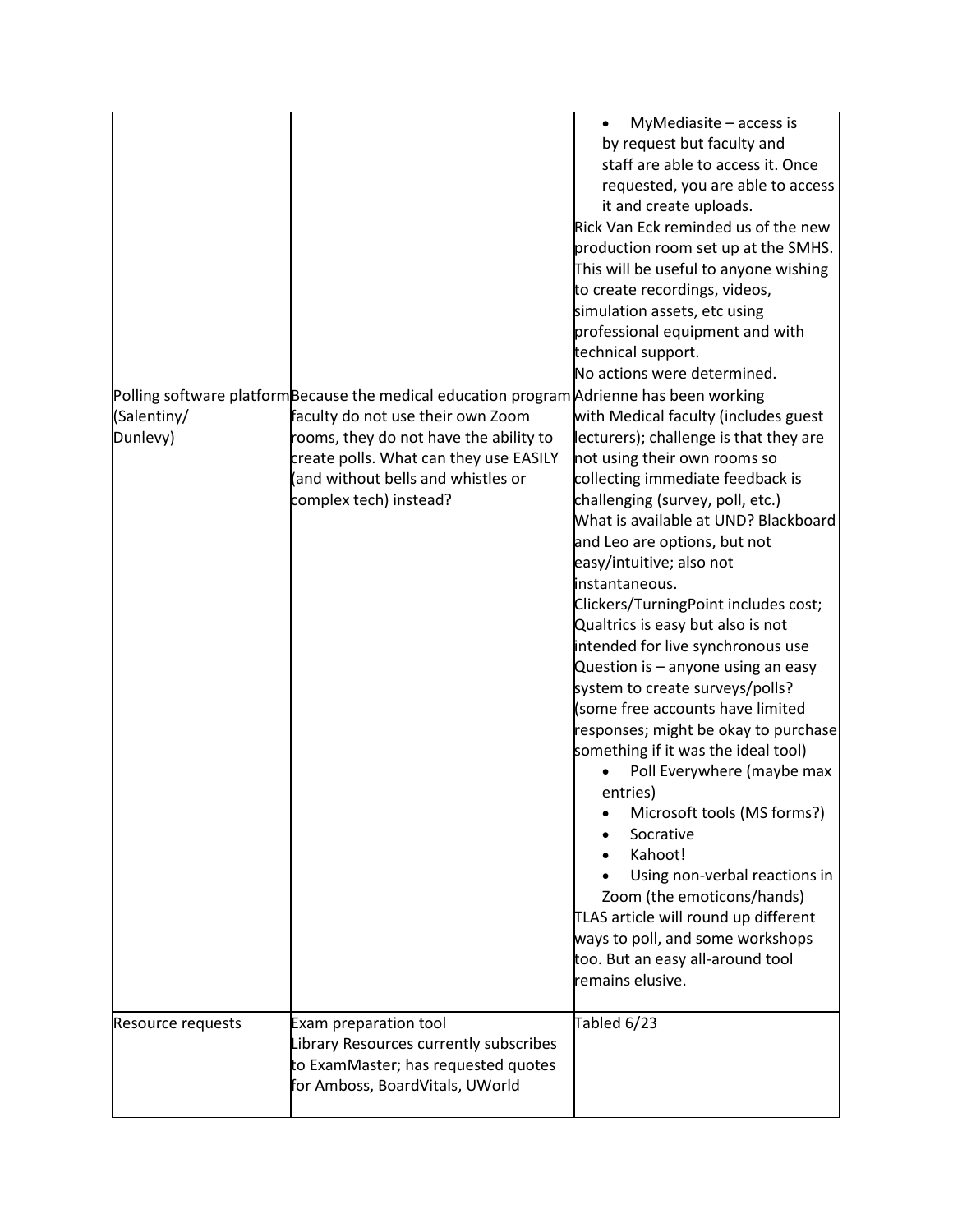| | | |
|---|---|---|
| | | • MyMediasite – access is by request but faculty and staff are able to access it. Once requested, you are able to access it and create uploads.<br>Rick Van Eck reminded us of the new production room set up at the SMHS. This will be useful to anyone wishing to create recordings, videos, simulation assets, etc using professional equipment and with technical support.<br>No actions were determined. |
| Polling software platform (Salentiny/ Dunlevy) | Because the medical education program faculty do not use their own Zoom rooms, they do not have the ability to create polls. What can they use EASILY (and without bells and whistles or complex tech) instead? | Adrienne has been working with Medical faculty (includes guest lecturers); challenge is that they are not using their own rooms so collecting immediate feedback is challenging (survey, poll, etc.)<br>What is available at UND? Blackboard and Leo are options, but not easy/intuitive; also not instantaneous.<br>Clickers/TurningPoint includes cost; Qualtrics is easy but also is not intended for live synchronous use<br>Question is – anyone using an easy system to create surveys/polls? (some free accounts have limited responses; might be okay to purchase something if it was the ideal tool)<br>• Poll Everywhere (maybe max entries)<br>• Microsoft tools (MS forms?)<br>• Socrative<br>• Kahoot!<br>• Using non-verbal reactions in Zoom (the emoticons/hands)<br>TLAS article will round up different ways to poll, and some workshops too. But an easy all-around tool remains elusive. |
| Resource requests | Exam preparation tool<br>Library Resources currently subscribes to ExamMaster; has requested quotes for Amboss, BoardVitals, UWorld | Tabled 6/23 |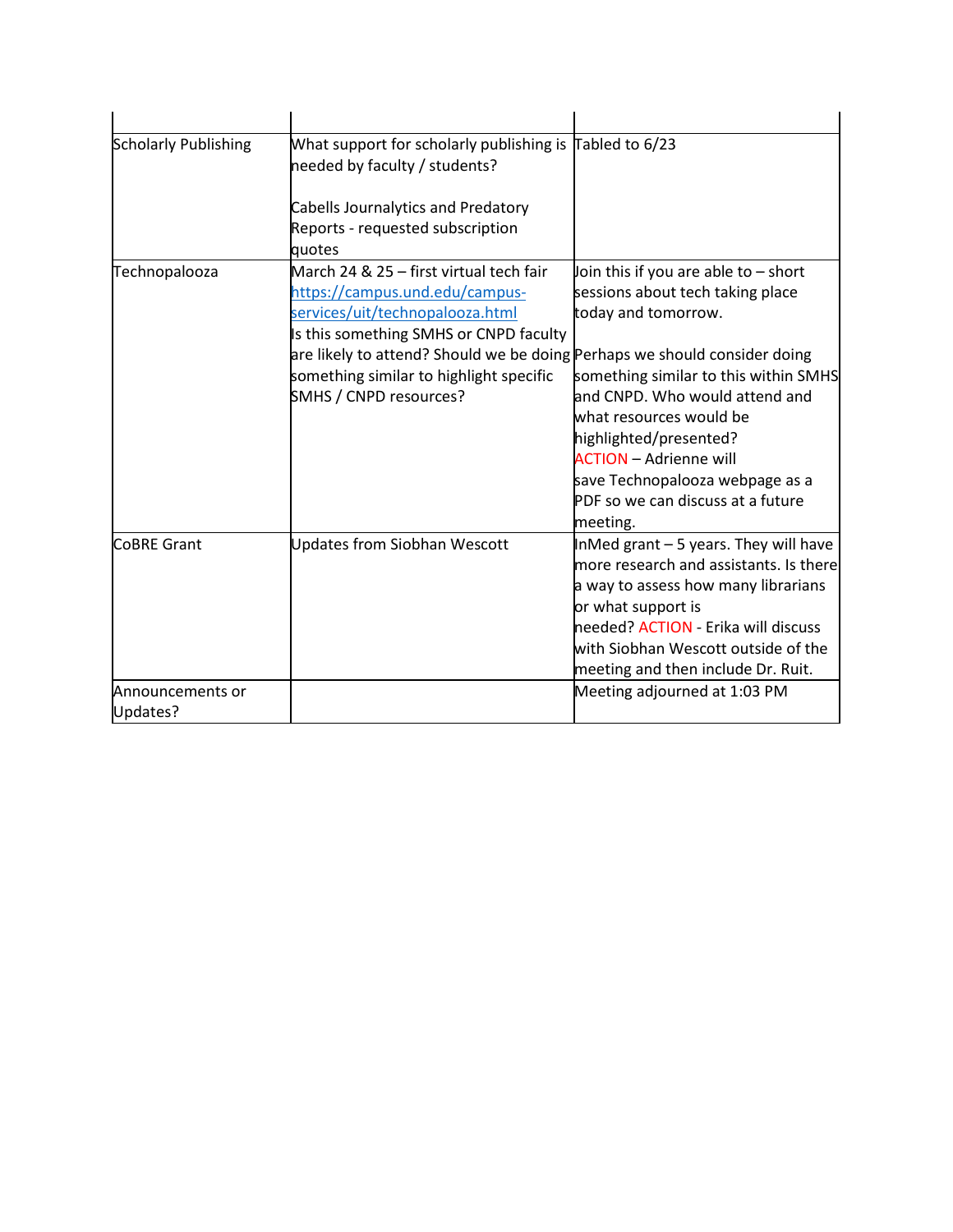| | | |
|---|---|---|
| Scholarly Publishing | What support for scholarly publishing is needed by faculty / students?<br><br>Cabells Journalytics and Predatory Reports - requested subscription quotes | Tabled to 6/23 |
| Technopalooza | March 24 & 25 – first virtual tech fair [https://campus.und.edu/campus-services/uit/technopalooza.html](https://campus.und.edu/campus-services/uit/technopalooza.html)<br>Is this something SMHS or CNPD faculty are likely to attend? Should we be doing something similar to highlight specific SMHS / CNPD resources? | Join this if you are able to – short sessions about tech taking place today and tomorrow.<br><br>Perhaps we should consider doing something similar to this within SMHS and CNPD. Who would attend and what resources would be highlighted/presented?<br>ACTION – Adrienne will save Technopalooza webpage as a PDF so we can discuss at a future meeting. |
| CoBRE Grant | Updates from Siobhan Wescott | InMed grant – 5 years. They will have more research and assistants. Is there a way to assess how many librarians or what support is needed? ACTION - Erika will discuss with Siobhan Wescott outside of the meeting and then include Dr. Ruit. |
| Announcements or Updates? | | Meeting adjourned at 1:03 PM |